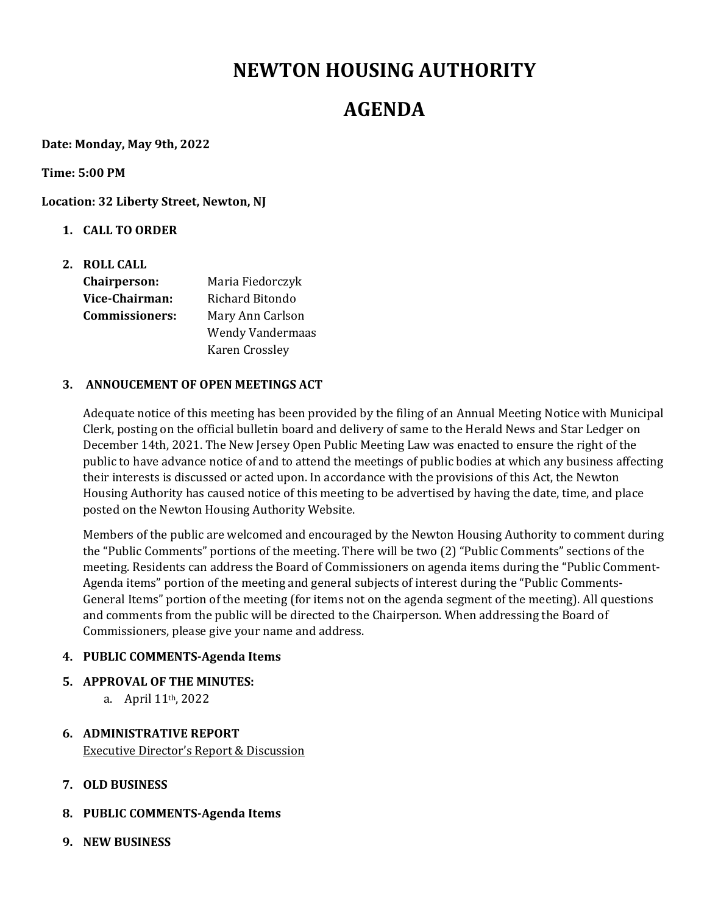# NEWTON HOUSING AUTHORITY

# AGENDA

**Date: Monday, May 9th, 2022**

**Time: 5:00 PM**

**Location: 32 Liberty Street, Newton, NJ**

1. **CALL TO ORDER**

2. **ROLL CALL**

| | |
|---|---|
| **Chairperson:** | Maria Fiedorczyk |
| **Vice-Chairman:** | Richard Bitondo |
| **Commissioners:** | Mary Ann Carlson |
| | Wendy Vandermaas |
| | Karen Crossley |

3. **ANNOUCEMENT OF OPEN MEETINGS ACT**

   Adequate notice of this meeting has been provided by the filing of an Annual Meeting Notice with Municipal Clerk, posting on the official bulletin board and delivery of same to the Herald News and Star Ledger on December 14th, 2021. The New Jersey Open Public Meeting Law was enacted to ensure the right of the public to have advance notice of and to attend the meetings of public bodies at which any business affecting their interests is discussed or acted upon. In accordance with the provisions of this Act, the Newton Housing Authority has caused notice of this meeting to be advertised by having the date, time, and place posted on the Newton Housing Authority Website.

   Members of the public are welcomed and encouraged by the Newton Housing Authority to comment during the "Public Comments" portions of the meeting. There will be two (2) "Public Comments" sections of the meeting. Residents can address the Board of Commissioners on agenda items during the "Public Comment-Agenda items" portion of the meeting and general subjects of interest during the "Public Comments-General Items" portion of the meeting (for items not on the agenda segment of the meeting). All questions and comments from the public will be directed to the Chairperson. When addressing the Board of Commissioners, please give your name and address.

4. **PUBLIC COMMENTS-Agenda Items**

5. **APPROVAL OF THE MINUTES:**
   a. April 11th, 2022

6. **ADMINISTRATIVE REPORT**
   Executive Director's Report & Discussion

7. **OLD BUSINESS**

8. **PUBLIC COMMENTS-Agenda Items**

9. **NEW BUSINESS**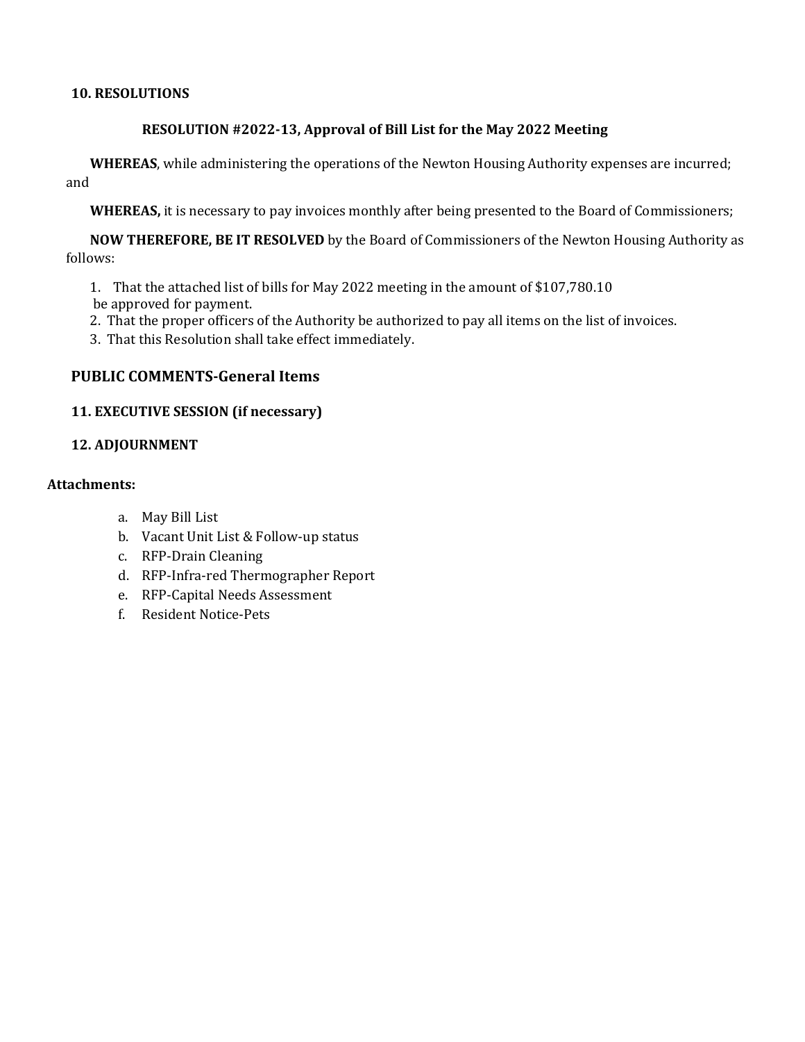**10. RESOLUTIONS**

**RESOLUTION #2022-13, Approval of Bill List for the May 2022 Meeting**

**WHEREAS**, while administering the operations of the Newton Housing Authority expenses are incurred; and

**WHEREAS,** it is necessary to pay invoices monthly after being presented to the Board of Commissioners;

**NOW THEREFORE, BE IT RESOLVED** by the Board of Commissioners of the Newton Housing Authority as follows:

1. That the attached list of bills for May 2022 meeting in the amount of $107,780.10 be approved for payment.
2. That the proper officers of the Authority be authorized to pay all items on the list of invoices.
3. That this Resolution shall take effect immediately.

**PUBLIC COMMENTS-General Items**

**11. EXECUTIVE SESSION (if necessary)**

**12. ADJOURNMENT**

**Attachments:**

a. May Bill List
b. Vacant Unit List & Follow-up status
c. RFP-Drain Cleaning
d. RFP-Infra-red Thermographer Report
e. RFP-Capital Needs Assessment
f. Resident Notice-Pets